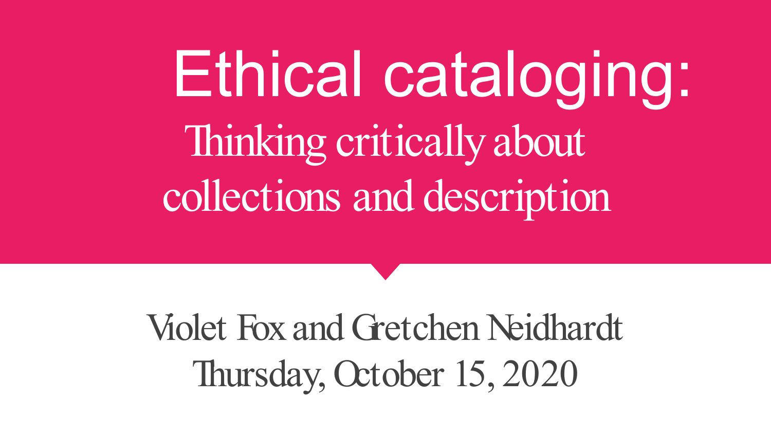# Ethical cataloging:

## Thinking critically about collections and description

Violet Fox and Gretchen Neidhardt

Thursday, October 15, 2020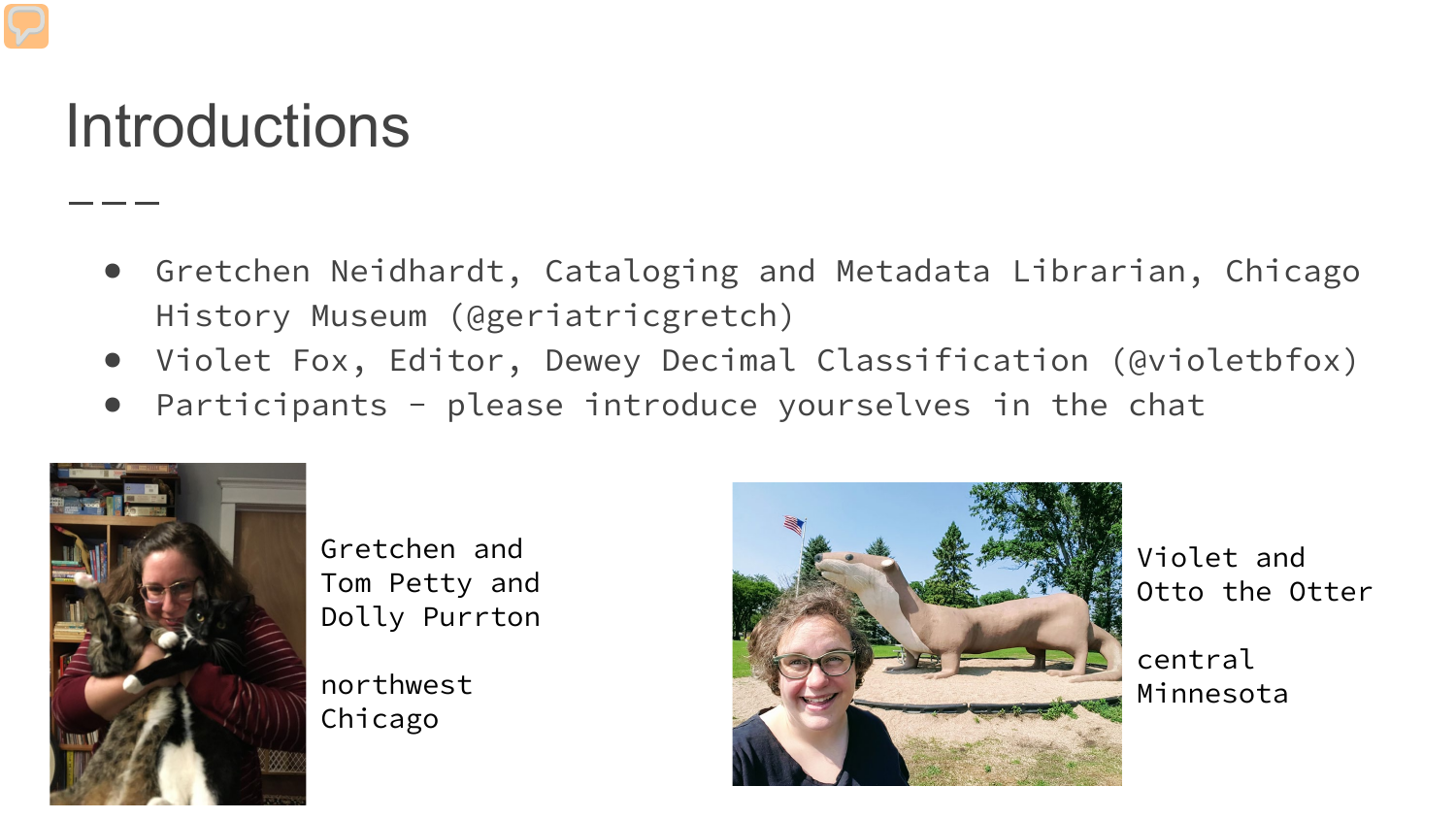# Introductions

- Gretchen Neidhardt, Cataloging and Metadata Librarian, Chicago History Museum (@geriatricgretch)
- Violet Fox, Editor, Dewey Decimal Classification (@violetbfox)
- Participants - please introduce yourselves in the chat

Gretchen and Tom Petty and Dolly Purrton

northwest Chicago

Violet and Otto the Otter

central Minnesota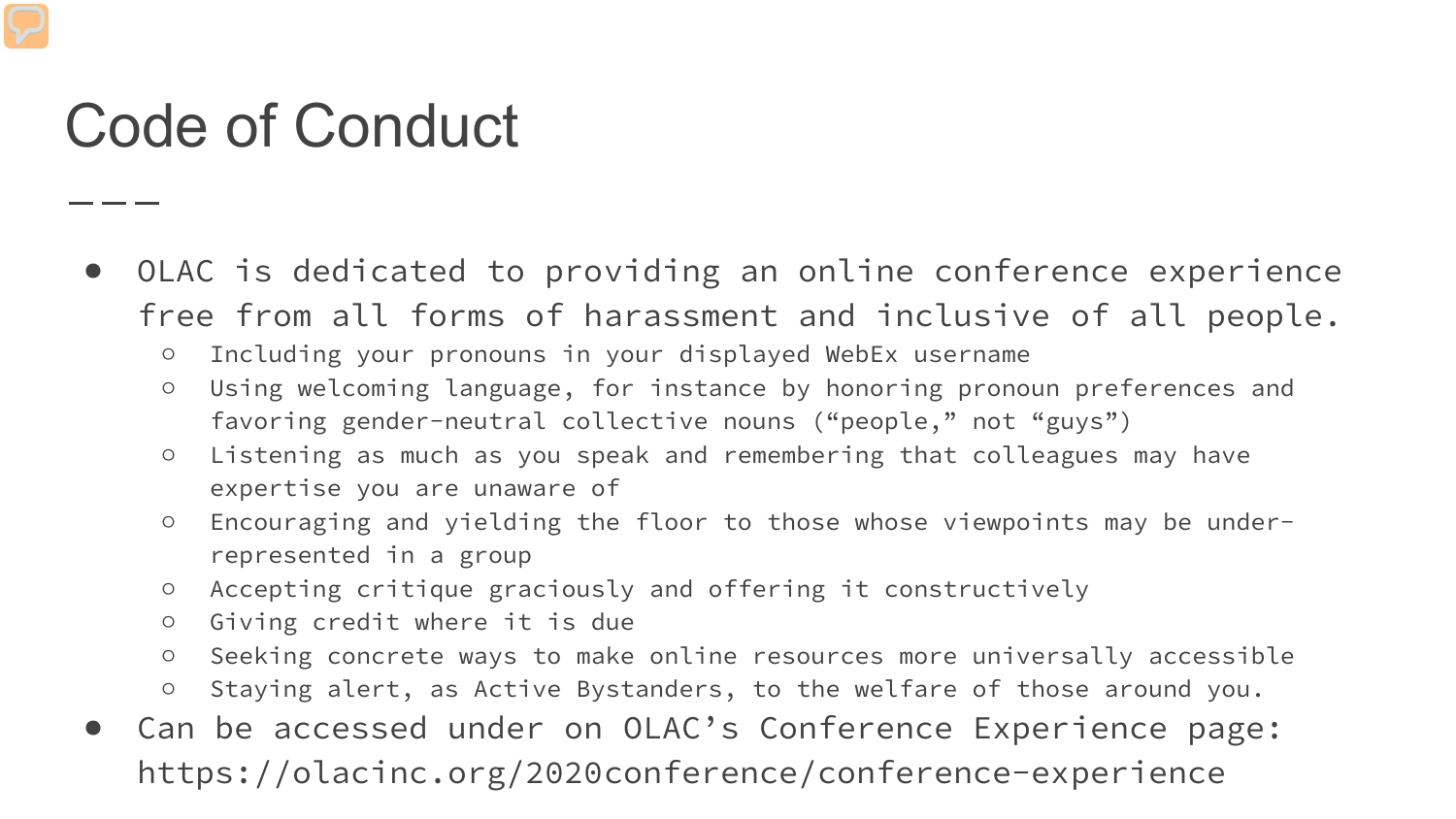# Code of Conduct

- OLAC is dedicated to providing an online conference experience free from all forms of harassment and inclusive of all people.
  - Including your pronouns in your displayed WebEx username
  - Using welcoming language, for instance by honoring pronoun preferences and favoring gender-neutral collective nouns (“people,” not “guys”)
  - Listening as much as you speak and remembering that colleagues may have expertise you are unaware of
  - Encouraging and yielding the floor to those whose viewpoints may be under-represented in a group
  - Accepting critique graciously and offering it constructively
  - Giving credit where it is due
  - Seeking concrete ways to make online resources more universally accessible
  - Staying alert, as Active Bystanders, to the welfare of those around you.
- Can be accessed under on OLAC’s Conference Experience page: https://olacinc.org/2020conference/conference-experience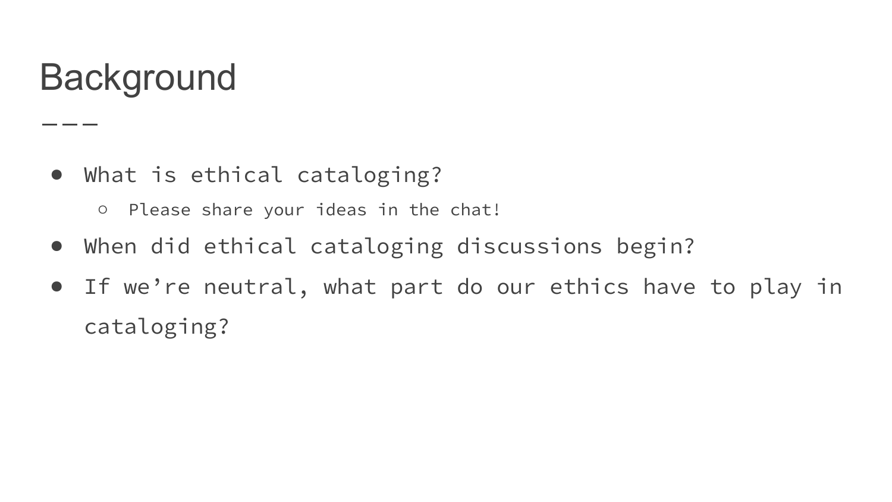# Background

- What is ethical cataloging?
  - Please share your ideas in the chat!
- When did ethical cataloging discussions begin?
- If we're neutral, what part do our ethics have to play in cataloging?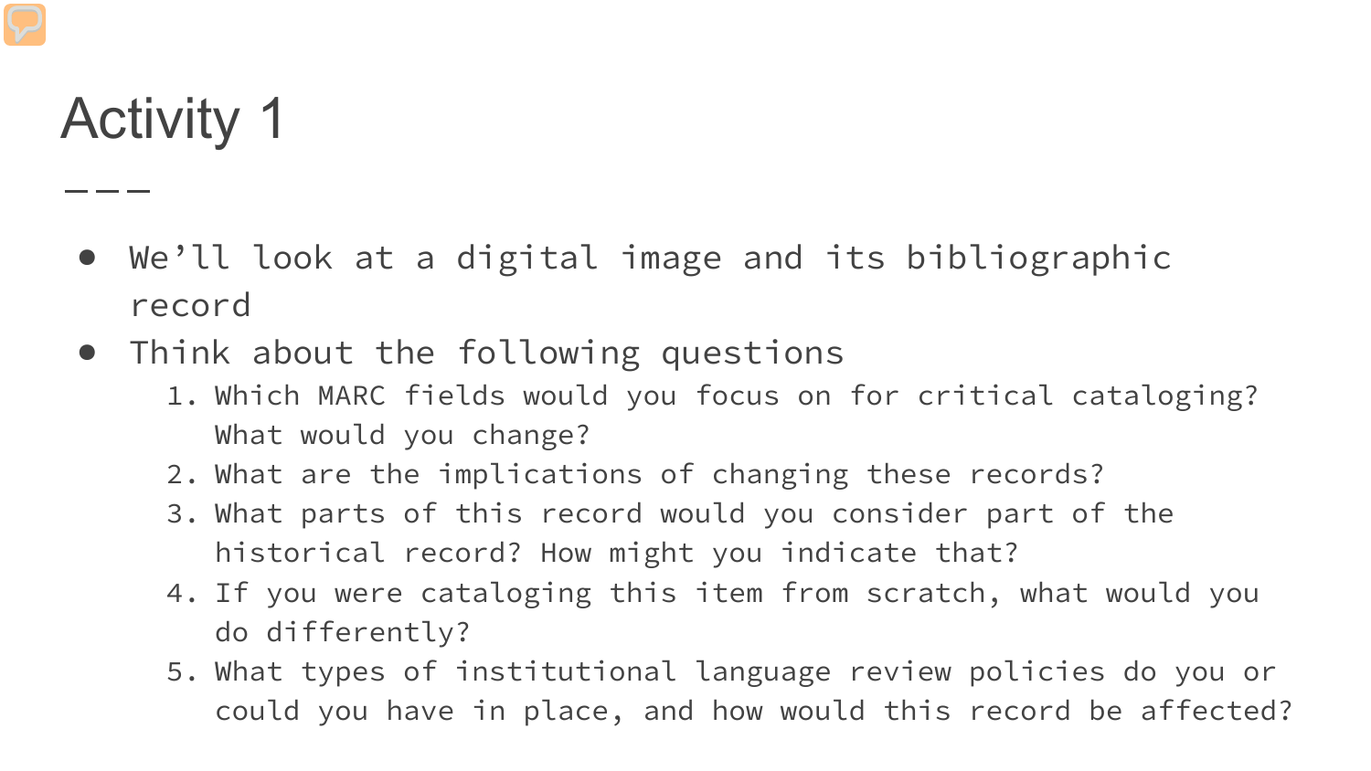# Activity 1

---

- We’ll look at a digital image and its bibliographic record
- Think about the following questions
  1. Which MARC fields would you focus on for critical cataloging? What would you change?
  2. What are the implications of changing these records?
  3. What parts of this record would you consider part of the historical record? How might you indicate that?
  4. If you were cataloging this item from scratch, what would you do differently?
  5. What types of institutional language review policies do you or could you have in place, and how would this record be affected?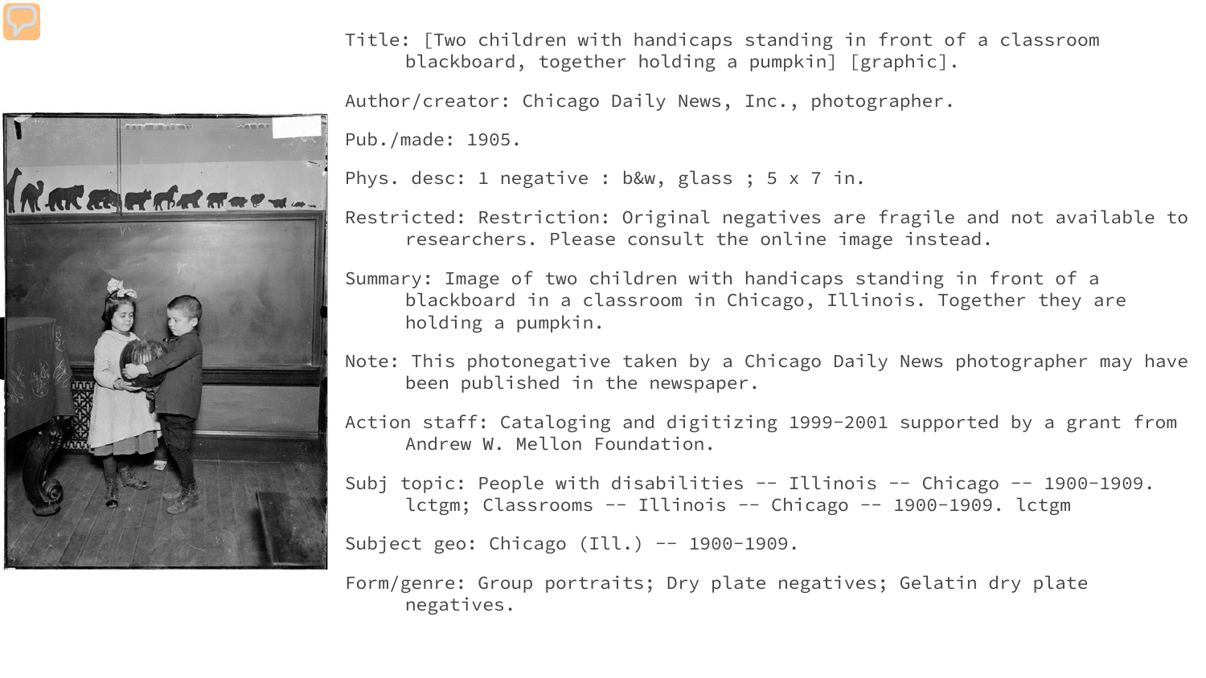Title: [Two children with handicaps standing in front of a classroom blackboard, together holding a pumpkin] [graphic].

Author/creator: Chicago Daily News, Inc., photographer.

Pub./made: 1905.

Phys. desc: 1 negative : b&w, glass ; 5 x 7 in.

Restricted: Restriction: Original negatives are fragile and not available to researchers. Please consult the online image instead.

Summary: Image of two children with handicaps standing in front of a blackboard in a classroom in Chicago, Illinois. Together they are holding a pumpkin.

Note: This photonegative taken by a Chicago Daily News photographer may have been published in the newspaper.

Action staff: Cataloging and digitizing 1999-2001 supported by a grant from Andrew W. Mellon Foundation.

Subj topic: People with disabilities -- Illinois -- Chicago -- 1900-1909. lctgm; Classrooms -- Illinois -- Chicago -- 1900-1909. lctgm

Subject geo: Chicago (Ill.) -- 1900-1909.

Form/genre: Group portraits; Dry plate negatives; Gelatin dry plate negatives.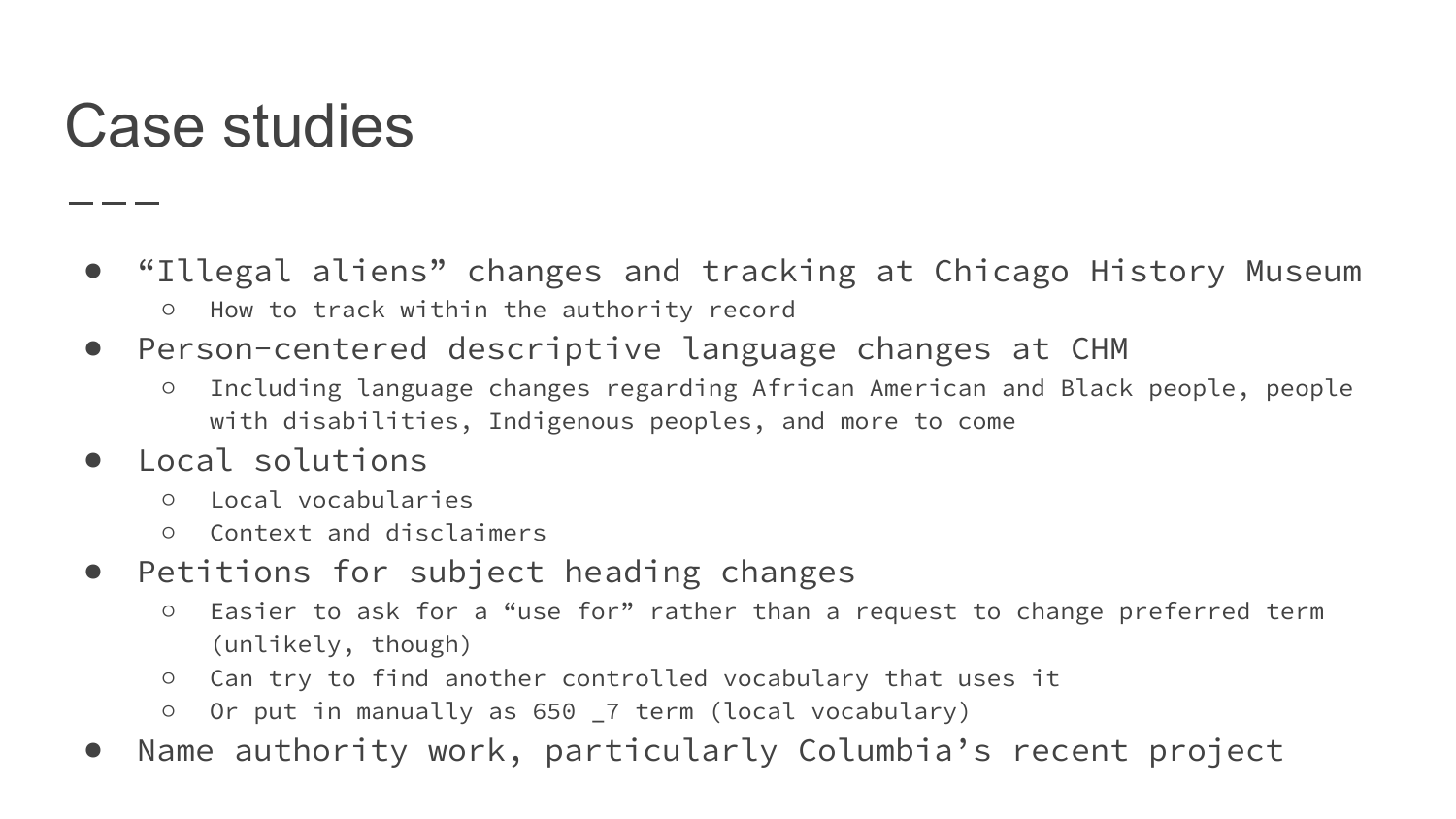# Case studies

- “Illegal aliens” changes and tracking at Chicago History Museum
  - How to track within the authority record
- Person-centered descriptive language changes at CHM
  - Including language changes regarding African American and Black people, people with disabilities, Indigenous peoples, and more to come
- Local solutions
  - Local vocabularies
  - Context and disclaimers
- Petitions for subject heading changes
  - Easier to ask for a “use for” rather than a request to change preferred term (unlikely, though)
  - Can try to find another controlled vocabulary that uses it
  - Or put in manually as 650 _7 term (local vocabulary)
- Name authority work, particularly Columbia’s recent project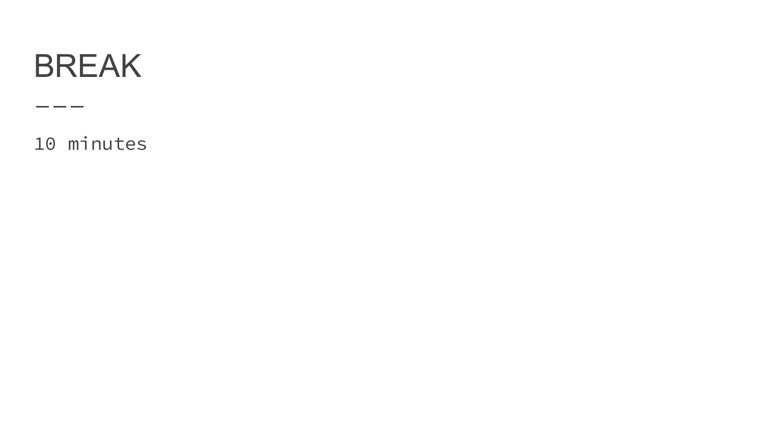# BREAK

---

10 minutes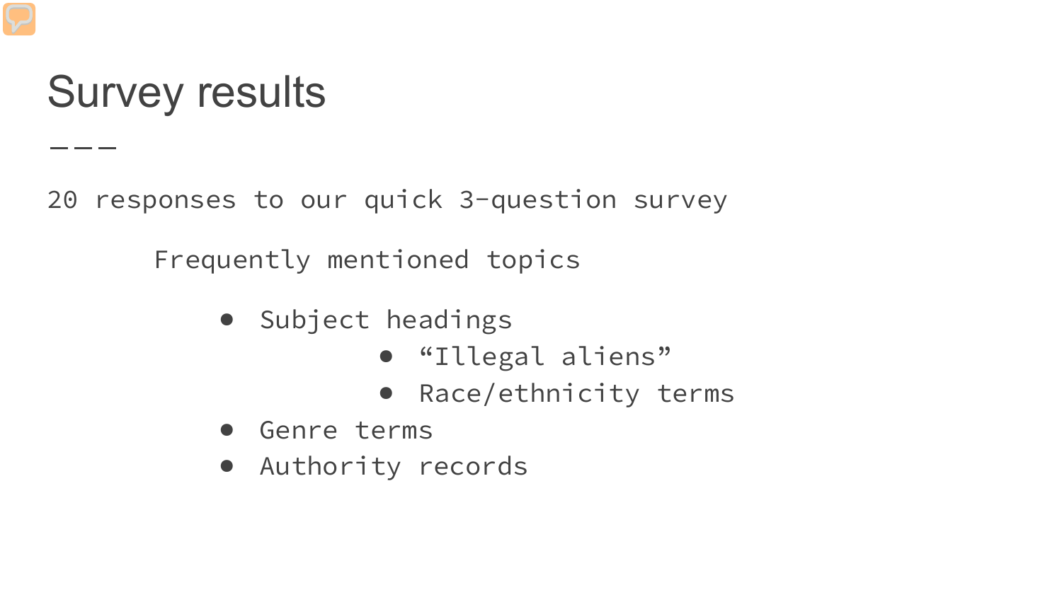# Survey results

20 responses to our quick 3-question survey

Frequently mentioned topics

- Subject headings
  - “Illegal aliens”
  - Race/ethnicity terms
- Genre terms
- Authority records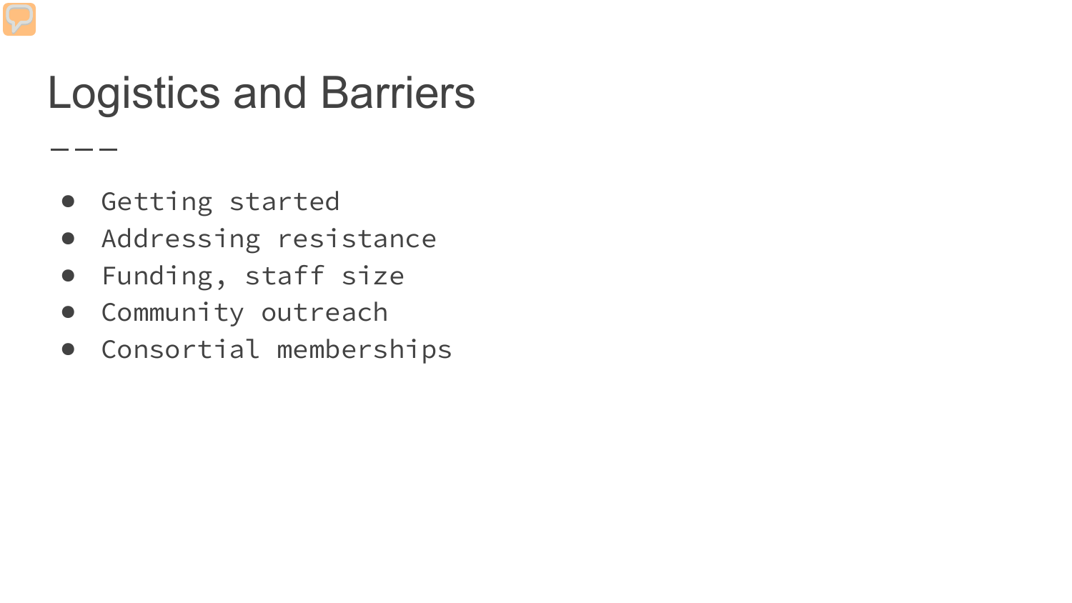# Logistics and Barriers

- Getting started
- Addressing resistance
- Funding, staff size
- Community outreach
- Consortial memberships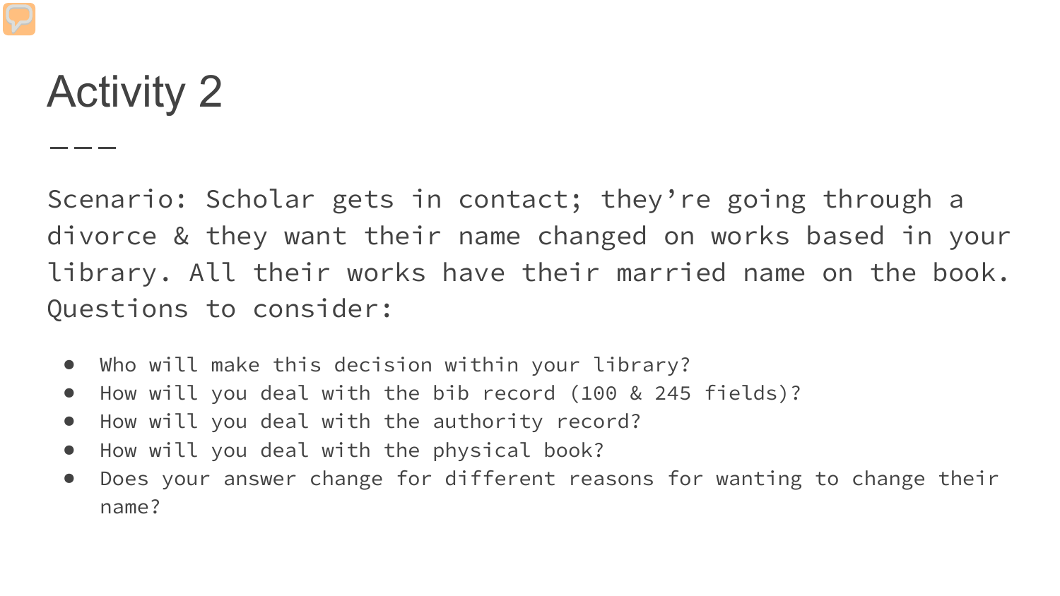# Activity 2

Scenario: Scholar gets in contact; they're going through a divorce & they want their name changed on works based in your library. All their works have their married name on the book. Questions to consider:

- Who will make this decision within your library?
- How will you deal with the bib record (100 & 245 fields)?
- How will you deal with the authority record?
- How will you deal with the physical book?
- Does your answer change for different reasons for wanting to change their name?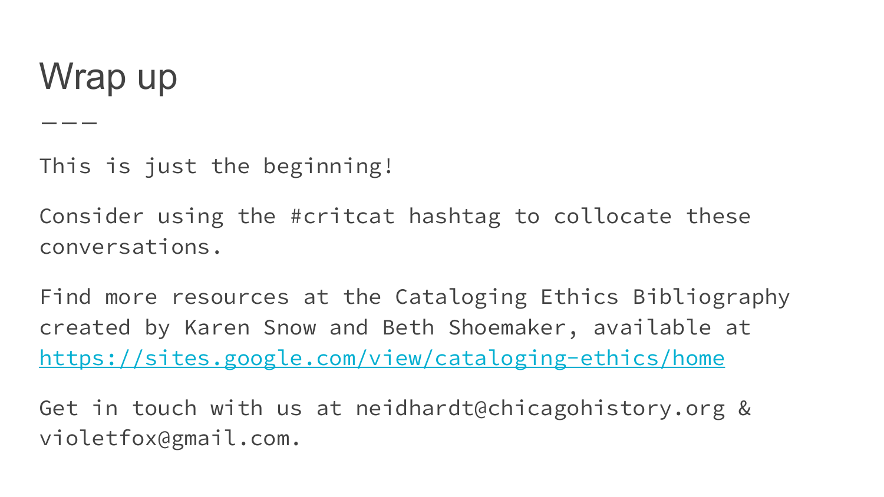# Wrap up

---

This is just the beginning!

Consider using the #critcat hashtag to collocate these conversations.

Find more resources at the Cataloging Ethics Bibliography created by Karen Snow and Beth Shoemaker, available at https://sites.google.com/view/cataloging-ethics/home

Get in touch with us at neidhardt@chicagohistory.org & violetfox@gmail.com.